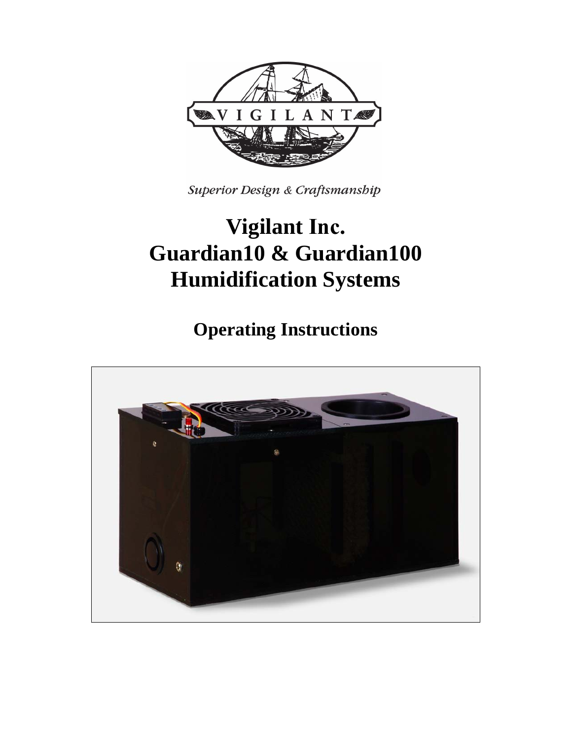VIGILANT

*Superior Design & Craftsmanship*

# Vigilant Inc.
# Guardian10 & Guardian100
# Humidification Systems

## Operating Instructions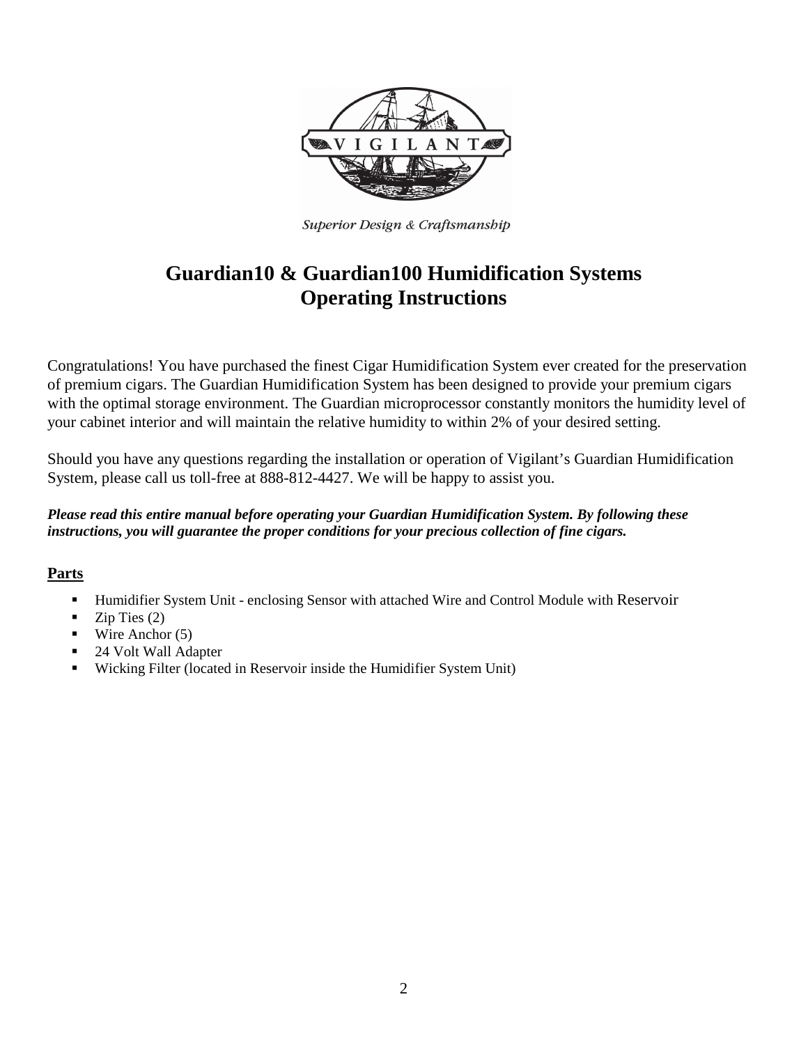VIGILANT

*Superior Design & Craftsmanship*

# Guardian10 & Guardian100 Humidification Systems Operating Instructions

Congratulations! You have purchased the finest Cigar Humidification System ever created for the preservation of premium cigars. The Guardian Humidification System has been designed to provide your premium cigars with the optimal storage environment. The Guardian microprocessor constantly monitors the humidity level of your cabinet interior and will maintain the relative humidity to within 2% of your desired setting.

Should you have any questions regarding the installation or operation of Vigilant's Guardian Humidification System, please call us toll-free at 888-812-4427. We will be happy to assist you.

***Please read this entire manual before operating your Guardian Humidification System. By following these instructions, you will guarantee the proper conditions for your precious collection of fine cigars.***

## Parts

- Humidifier System Unit - enclosing Sensor with attached Wire and Control Module with Reservoir
- Zip Ties (2)
- Wire Anchor (5)
- 24 Volt Wall Adapter
- Wicking Filter (located in Reservoir inside the Humidifier System Unit)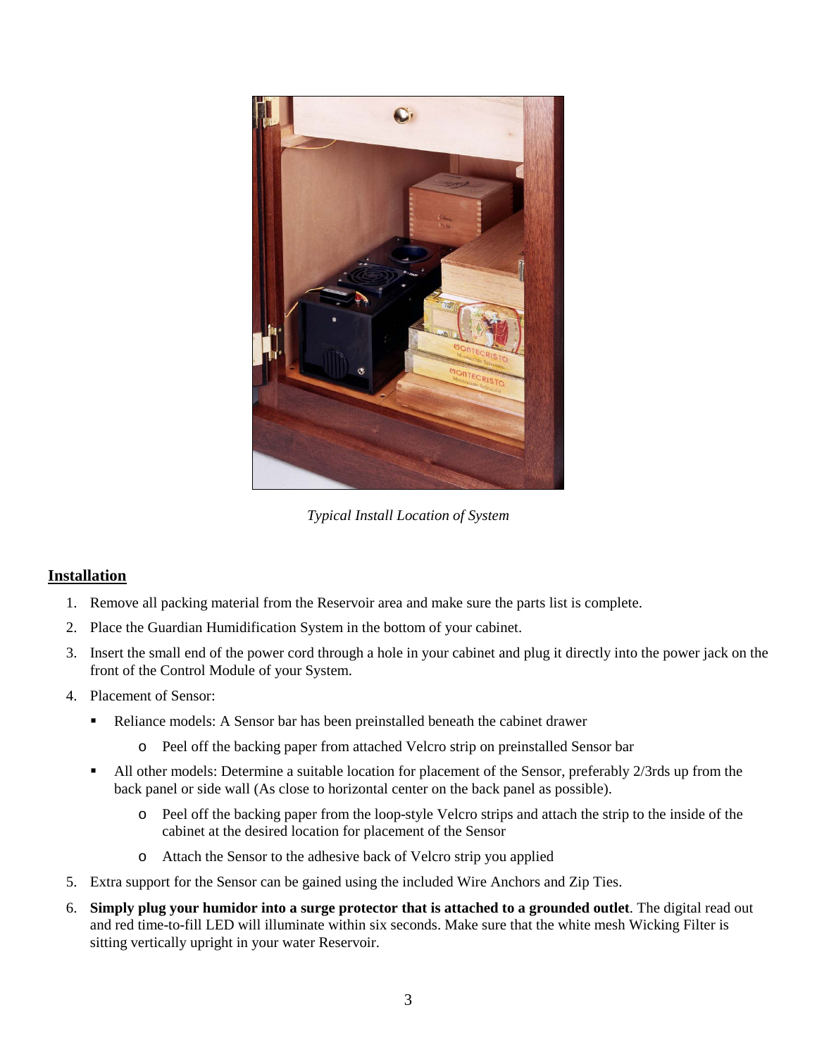*Typical Install Location of System*

## Installation

1. Remove all packing material from the Reservoir area and make sure the parts list is complete.
2. Place the Guardian Humidification System in the bottom of your cabinet.
3. Insert the small end of the power cord through a hole in your cabinet and plug it directly into the power jack on the front of the Control Module of your System.
4. Placement of Sensor:
   - Reliance models: A Sensor bar has been preinstalled beneath the cabinet drawer
     - Peel off the backing paper from attached Velcro strip on preinstalled Sensor bar
   - All other models: Determine a suitable location for placement of the Sensor, preferably 2/3rds up from the back panel or side wall (As close to horizontal center on the back panel as possible).
     - Peel off the backing paper from the loop-style Velcro strips and attach the strip to the inside of the cabinet at the desired location for placement of the Sensor
     - Attach the Sensor to the adhesive back of Velcro strip you applied
5. Extra support for the Sensor can be gained using the included Wire Anchors and Zip Ties.
6. **Simply plug your humidor into a surge protector that is attached to a grounded outlet**. The digital read out and red time-to-fill LED will illuminate within six seconds. Make sure that the white mesh Wicking Filter is sitting vertically upright in your water Reservoir.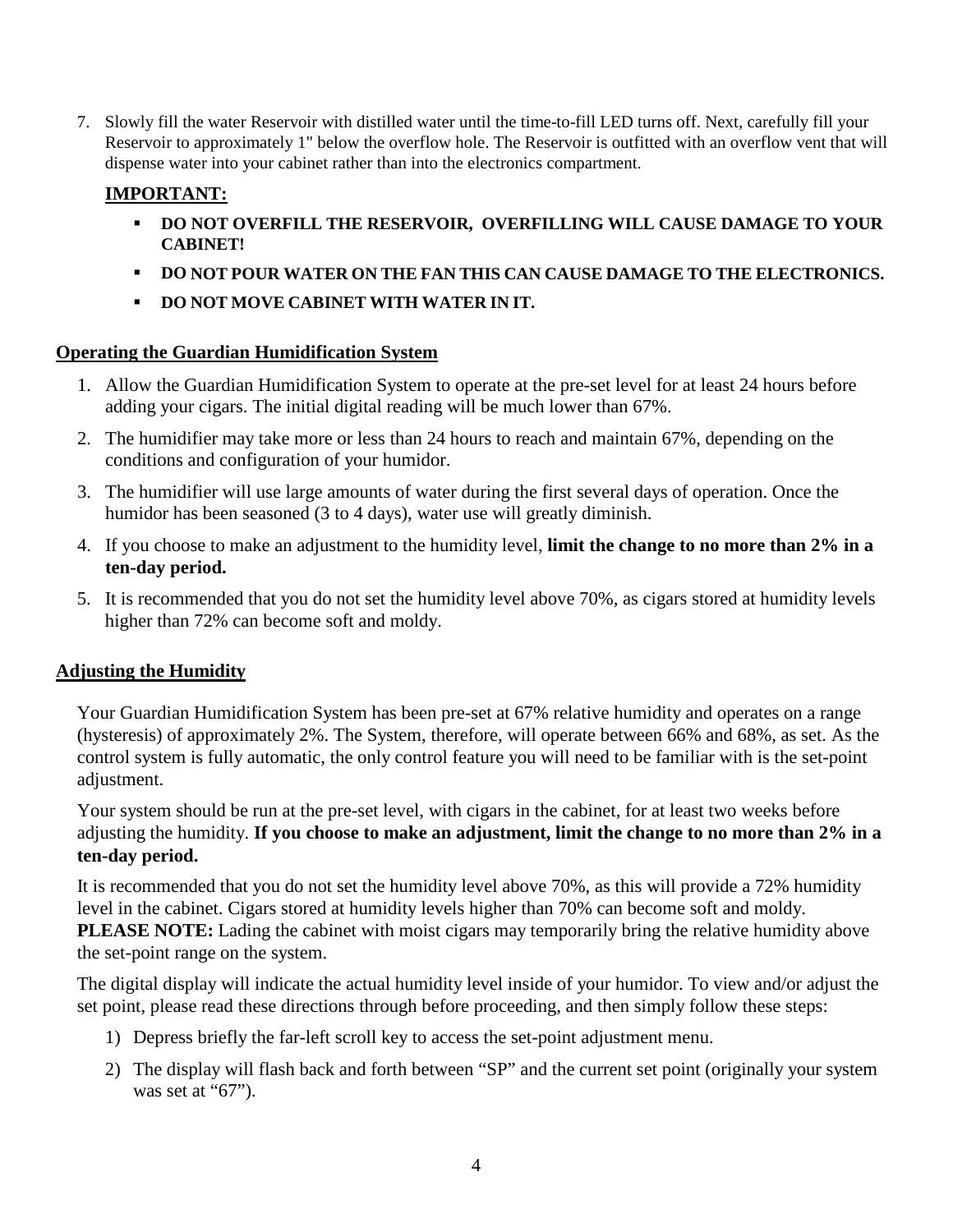7. Slowly fill the water Reservoir with distilled water until the time-to-fill LED turns off. Next, carefully fill your Reservoir to approximately 1" below the overflow hole. The Reservoir is outfitted with an overflow vent that will dispense water into your cabinet rather than into the electronics compartment.

   **IMPORTANT:**

   - **DO NOT OVERFILL THE RESERVOIR, OVERFILLING WILL CAUSE DAMAGE TO YOUR CABINET!**
   - **DO NOT POUR WATER ON THE FAN THIS CAN CAUSE DAMAGE TO THE ELECTRONICS.**
   - **DO NOT MOVE CABINET WITH WATER IN IT.**

## Operating the Guardian Humidification System

1. Allow the Guardian Humidification System to operate at the pre-set level for at least 24 hours before adding your cigars. The initial digital reading will be much lower than 67%.
2. The humidifier may take more or less than 24 hours to reach and maintain 67%, depending on the conditions and configuration of your humidor.
3. The humidifier will use large amounts of water during the first several days of operation. Once the humidor has been seasoned (3 to 4 days), water use will greatly diminish.
4. If you choose to make an adjustment to the humidity level, **limit the change to no more than 2% in a ten-day period.**
5. It is recommended that you do not set the humidity level above 70%, as cigars stored at humidity levels higher than 72% can become soft and moldy.

## Adjusting the Humidity

Your Guardian Humidification System has been pre-set at 67% relative humidity and operates on a range (hysteresis) of approximately 2%. The System, therefore, will operate between 66% and 68%, as set. As the control system is fully automatic, the only control feature you will need to be familiar with is the set-point adjustment.

Your system should be run at the pre-set level, with cigars in the cabinet, for at least two weeks before adjusting the humidity. **If you choose to make an adjustment, limit the change to no more than 2% in a ten-day period.**

It is recommended that you do not set the humidity level above 70%, as this will provide a 72% humidity level in the cabinet. Cigars stored at humidity levels higher than 70% can become soft and moldy.
**PLEASE NOTE:** Lading the cabinet with moist cigars may temporarily bring the relative humidity above the set-point range on the system.

The digital display will indicate the actual humidity level inside of your humidor. To view and/or adjust the set point, please read these directions through before proceeding, and then simply follow these steps:

1) Depress briefly the far-left scroll key to access the set-point adjustment menu.
2) The display will flash back and forth between "SP" and the current set point (originally your system was set at "67").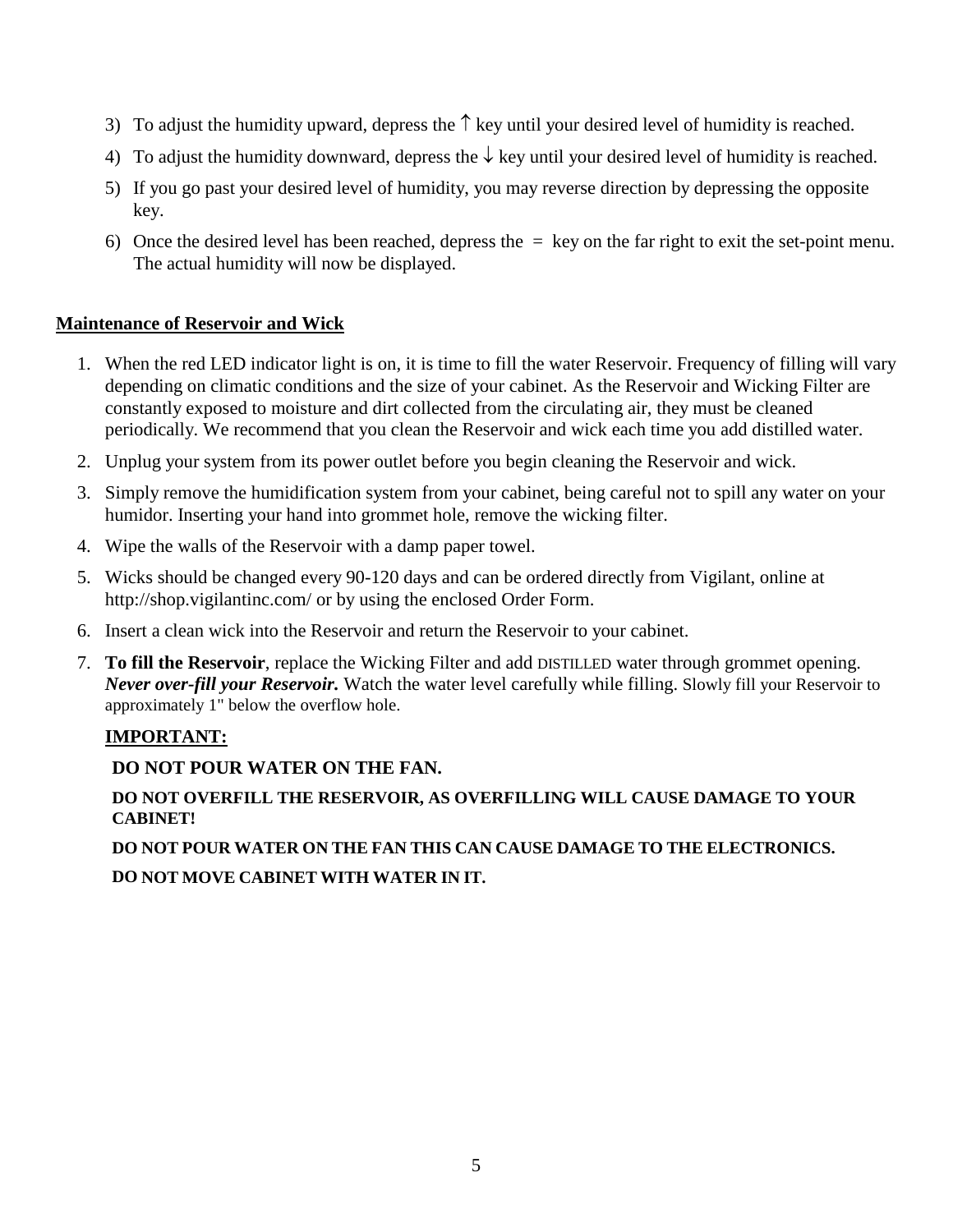3) To adjust the humidity upward, depress the ↑ key until your desired level of humidity is reached.
4) To adjust the humidity downward, depress the ↓ key until your desired level of humidity is reached.
5) If you go past your desired level of humidity, you may reverse direction by depressing the opposite key.
6) Once the desired level has been reached, depress the = key on the far right to exit the set-point menu. The actual humidity will now be displayed.

## Maintenance of Reservoir and Wick

1. When the red LED indicator light is on, it is time to fill the water Reservoir. Frequency of filling will vary depending on climatic conditions and the size of your cabinet. As the Reservoir and Wicking Filter are constantly exposed to moisture and dirt collected from the circulating air, they must be cleaned periodically. We recommend that you clean the Reservoir and wick each time you add distilled water.
2. Unplug your system from its power outlet before you begin cleaning the Reservoir and wick.
3. Simply remove the humidification system from your cabinet, being careful not to spill any water on your humidor. Inserting your hand into grommet hole, remove the wicking filter.
4. Wipe the walls of the Reservoir with a damp paper towel.
5. Wicks should be changed every 90-120 days and can be ordered directly from Vigilant, online at http://shop.vigilantinc.com/ or by using the enclosed Order Form.
6. Insert a clean wick into the Reservoir and return the Reservoir to your cabinet.
7. **To fill the Reservoir**, replace the Wicking Filter and add DISTILLED water through grommet opening. ***Never over-fill your Reservoir.*** Watch the water level carefully while filling. Slowly fill your Reservoir to approximately 1" below the overflow hole.

**IMPORTANT:**

**DO NOT POUR WATER ON THE FAN.**

**DO NOT OVERFILL THE RESERVOIR, AS OVERFILLING WILL CAUSE DAMAGE TO YOUR CABINET!**

**DO NOT POUR WATER ON THE FAN THIS CAN CAUSE DAMAGE TO THE ELECTRONICS.**

**DO NOT MOVE CABINET WITH WATER IN IT.**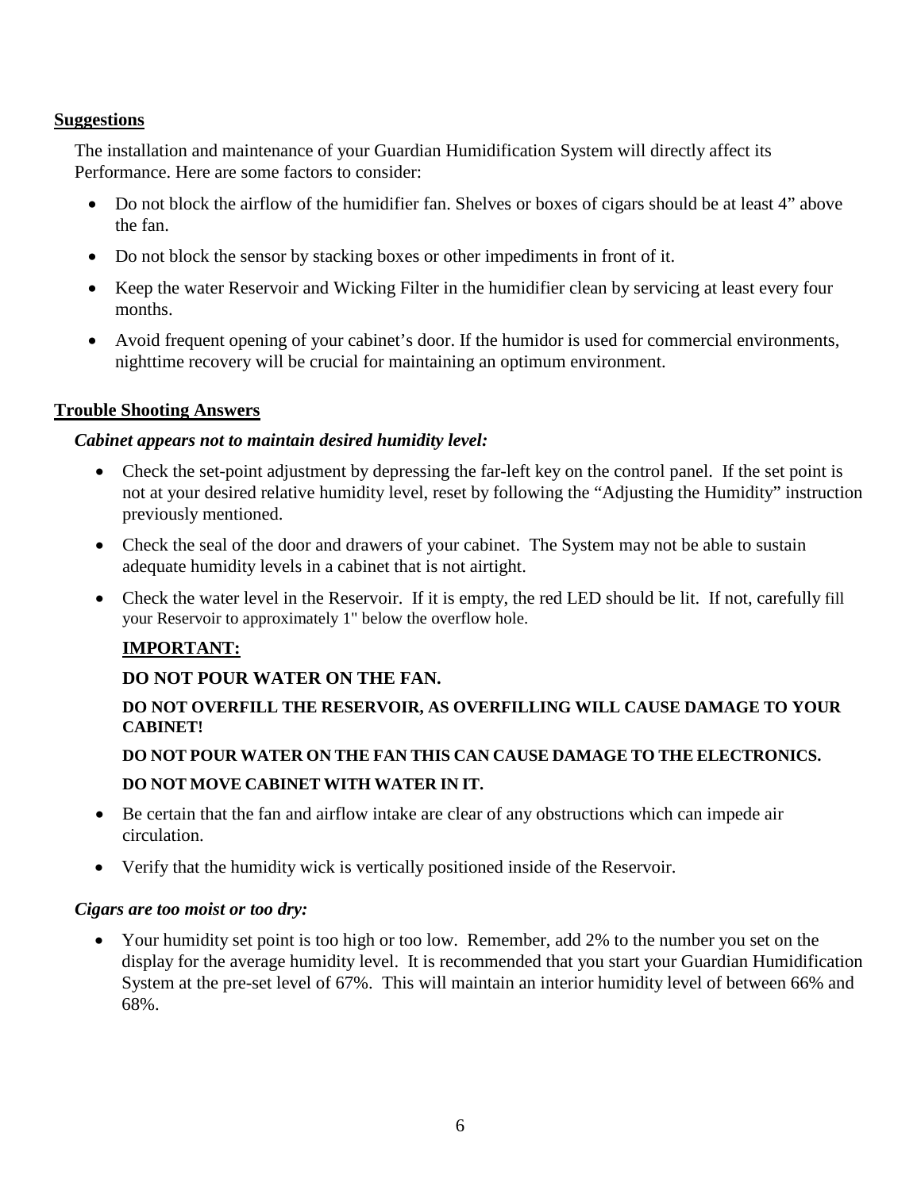## Suggestions

The installation and maintenance of your Guardian Humidification System will directly affect its Performance. Here are some factors to consider:

- Do not block the airflow of the humidifier fan. Shelves or boxes of cigars should be at least 4" above the fan.
- Do not block the sensor by stacking boxes or other impediments in front of it.
- Keep the water Reservoir and Wicking Filter in the humidifier clean by servicing at least every four months.
- Avoid frequent opening of your cabinet's door. If the humidor is used for commercial environments, nighttime recovery will be crucial for maintaining an optimum environment.

## Trouble Shooting Answers

### *Cabinet appears not to maintain desired humidity level:*

- Check the set-point adjustment by depressing the far-left key on the control panel. If the set point is not at your desired relative humidity level, reset by following the "Adjusting the Humidity" instruction previously mentioned.
- Check the seal of the door and drawers of your cabinet. The System may not be able to sustain adequate humidity levels in a cabinet that is not airtight.
- Check the water level in the Reservoir. If it is empty, the red LED should be lit. If not, carefully fill your Reservoir to approximately 1" below the overflow hole.

  **IMPORTANT:**

  **DO NOT POUR WATER ON THE FAN.**

  **DO NOT OVERFILL THE RESERVOIR, AS OVERFILLING WILL CAUSE DAMAGE TO YOUR CABINET!**

  **DO NOT POUR WATER ON THE FAN THIS CAN CAUSE DAMAGE TO THE ELECTRONICS.**

  **DO NOT MOVE CABINET WITH WATER IN IT.**

- Be certain that the fan and airflow intake are clear of any obstructions which can impede air circulation.
- Verify that the humidity wick is vertically positioned inside of the Reservoir.

### *Cigars are too moist or too dry:*

- Your humidity set point is too high or too low. Remember, add 2% to the number you set on the display for the average humidity level. It is recommended that you start your Guardian Humidification System at the pre-set level of 67%. This will maintain an interior humidity level of between 66% and 68%.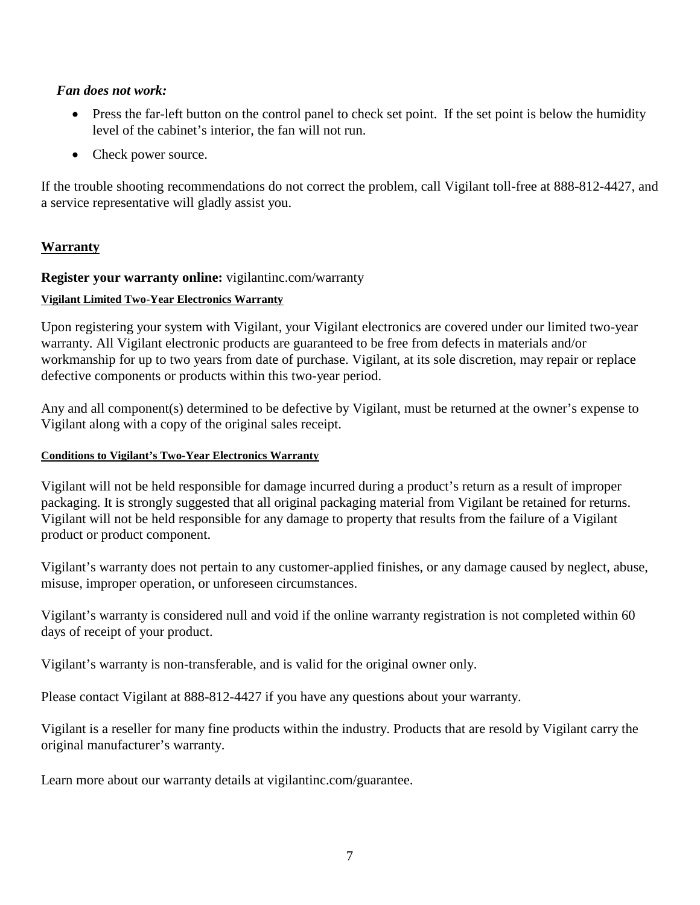***Fan does not work:***

- Press the far-left button on the control panel to check set point. If the set point is below the humidity level of the cabinet's interior, the fan will not run.
- Check power source.

If the trouble shooting recommendations do not correct the problem, call Vigilant toll-free at 888-812-4427, and a service representative will gladly assist you.

## Warranty

**Register your warranty online:** vigilantinc.com/warranty

### Vigilant Limited Two-Year Electronics Warranty

Upon registering your system with Vigilant, your Vigilant electronics are covered under our limited two-year warranty. All Vigilant electronic products are guaranteed to be free from defects in materials and/or workmanship for up to two years from date of purchase. Vigilant, at its sole discretion, may repair or replace defective components or products within this two-year period.

Any and all component(s) determined to be defective by Vigilant, must be returned at the owner's expense to Vigilant along with a copy of the original sales receipt.

### Conditions to Vigilant's Two-Year Electronics Warranty

Vigilant will not be held responsible for damage incurred during a product's return as a result of improper packaging. It is strongly suggested that all original packaging material from Vigilant be retained for returns. Vigilant will not be held responsible for any damage to property that results from the failure of a Vigilant product or product component.

Vigilant's warranty does not pertain to any customer-applied finishes, or any damage caused by neglect, abuse, misuse, improper operation, or unforeseen circumstances.

Vigilant's warranty is considered null and void if the online warranty registration is not completed within 60 days of receipt of your product.

Vigilant's warranty is non-transferable, and is valid for the original owner only.

Please contact Vigilant at 888-812-4427 if you have any questions about your warranty.

Vigilant is a reseller for many fine products within the industry. Products that are resold by Vigilant carry the original manufacturer's warranty.

Learn more about our warranty details at vigilantinc.com/guarantee.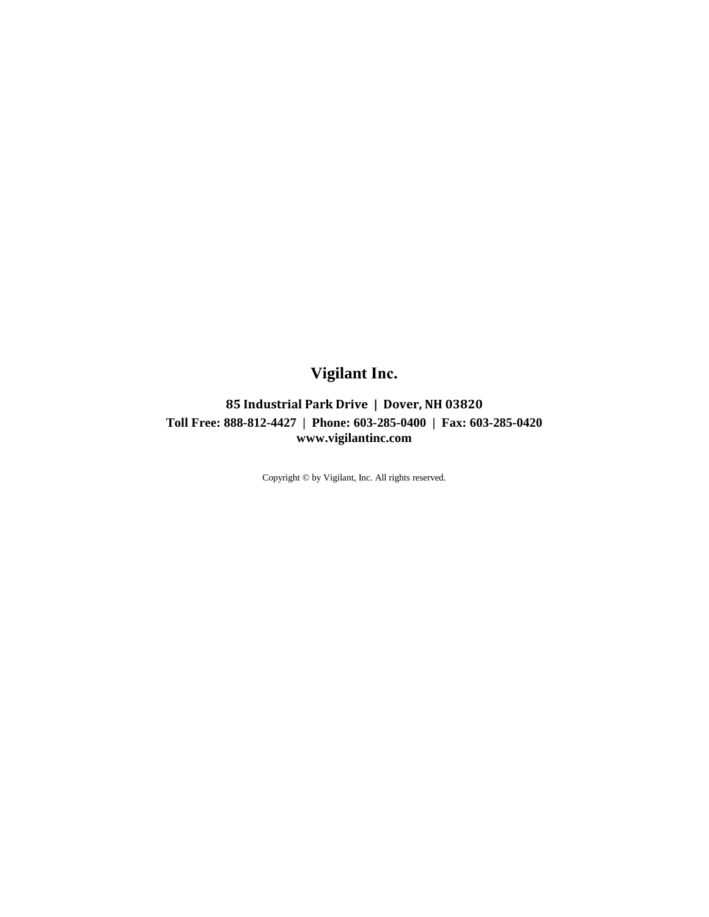**Vigilant Inc.**

**85 Industrial Park Drive | Dover, NH 03820**
**Toll Free: 888-812-4427 | Phone: 603-285-0400 | Fax: 603-285-0420**
**www.vigilantinc.com**

Copyright © by Vigilant, Inc. All rights reserved.